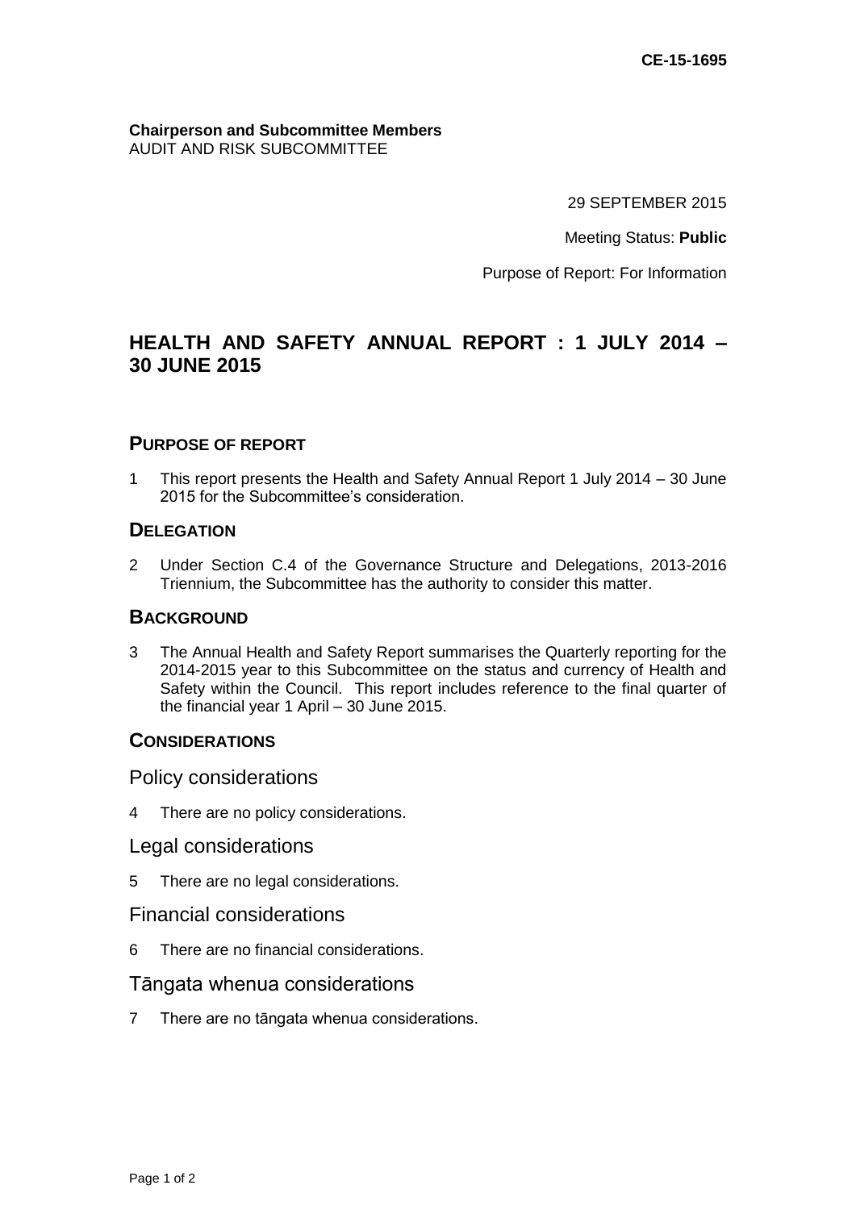**CE-15-1695**

**Chairperson and Subcommittee Members**
AUDIT AND RISK SUBCOMMITTEE

29 SEPTEMBER 2015

Meeting Status: **Public**

Purpose of Report: For Information

# HEALTH AND SAFETY ANNUAL REPORT : 1 JULY 2014 – 30 JUNE 2015

## PURPOSE OF REPORT

1 This report presents the Health and Safety Annual Report 1 July 2014 – 30 June 2015 for the Subcommittee's consideration.

## DELEGATION

2 Under Section C.4 of the Governance Structure and Delegations, 2013-2016 Triennium, the Subcommittee has the authority to consider this matter.

## BACKGROUND

3 The Annual Health and Safety Report summarises the Quarterly reporting for the 2014-2015 year to this Subcommittee on the status and currency of Health and Safety within the Council. This report includes reference to the final quarter of the financial year 1 April – 30 June 2015.

## CONSIDERATIONS

### Policy considerations

4 There are no policy considerations.

### Legal considerations

5 There are no legal considerations.

### Financial considerations

6 There are no financial considerations.

### Tāngata whenua considerations

7 There are no tāngata whenua considerations.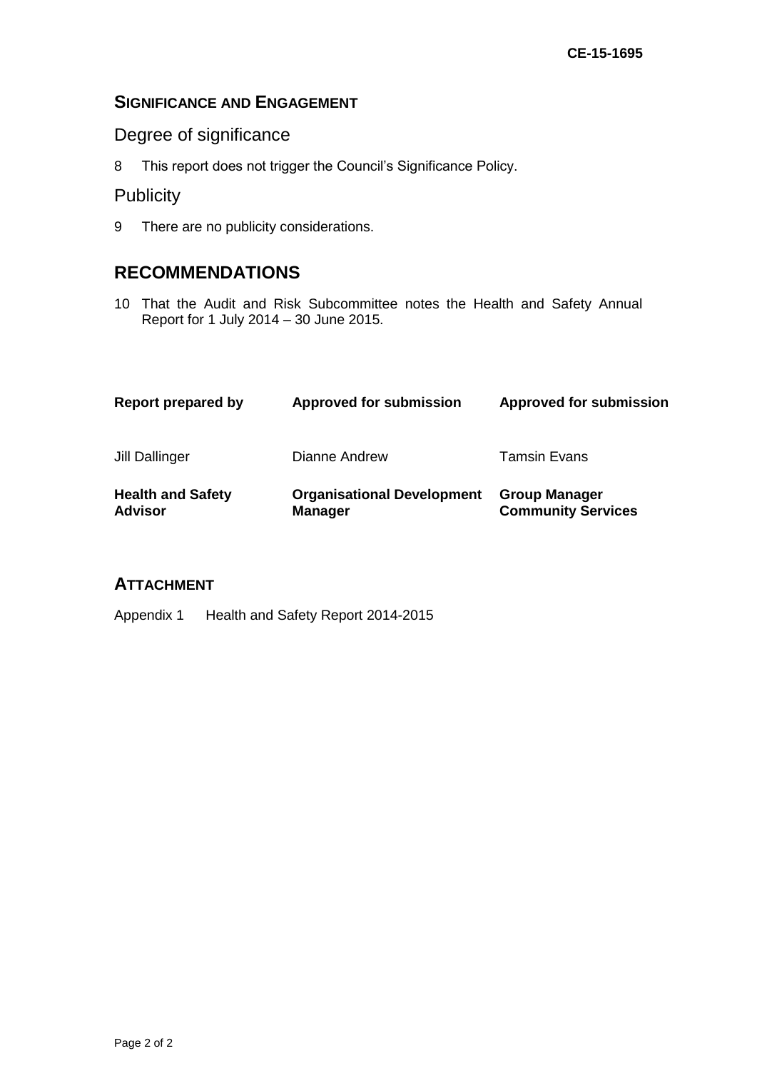CE-15-1695

## SIGNIFICANCE AND ENGAGEMENT

### Degree of significance

8 This report does not trigger the Council's Significance Policy.

### Publicity

9 There are no publicity considerations.

## RECOMMENDATIONS

10 That the Audit and Risk Subcommittee notes the Health and Safety Annual Report for 1 July 2014 – 30 June 2015.

| Report prepared by | Approved for submission | Approved for submission |
|---|---|---|
| Jill Dallinger | Dianne Andrew | Tamsin Evans |
| **Health and Safety Advisor** | **Organisational Development Manager** | **Group Manager Community Services** |

## ATTACHMENT

Appendix 1 Health and Safety Report 2014-2015